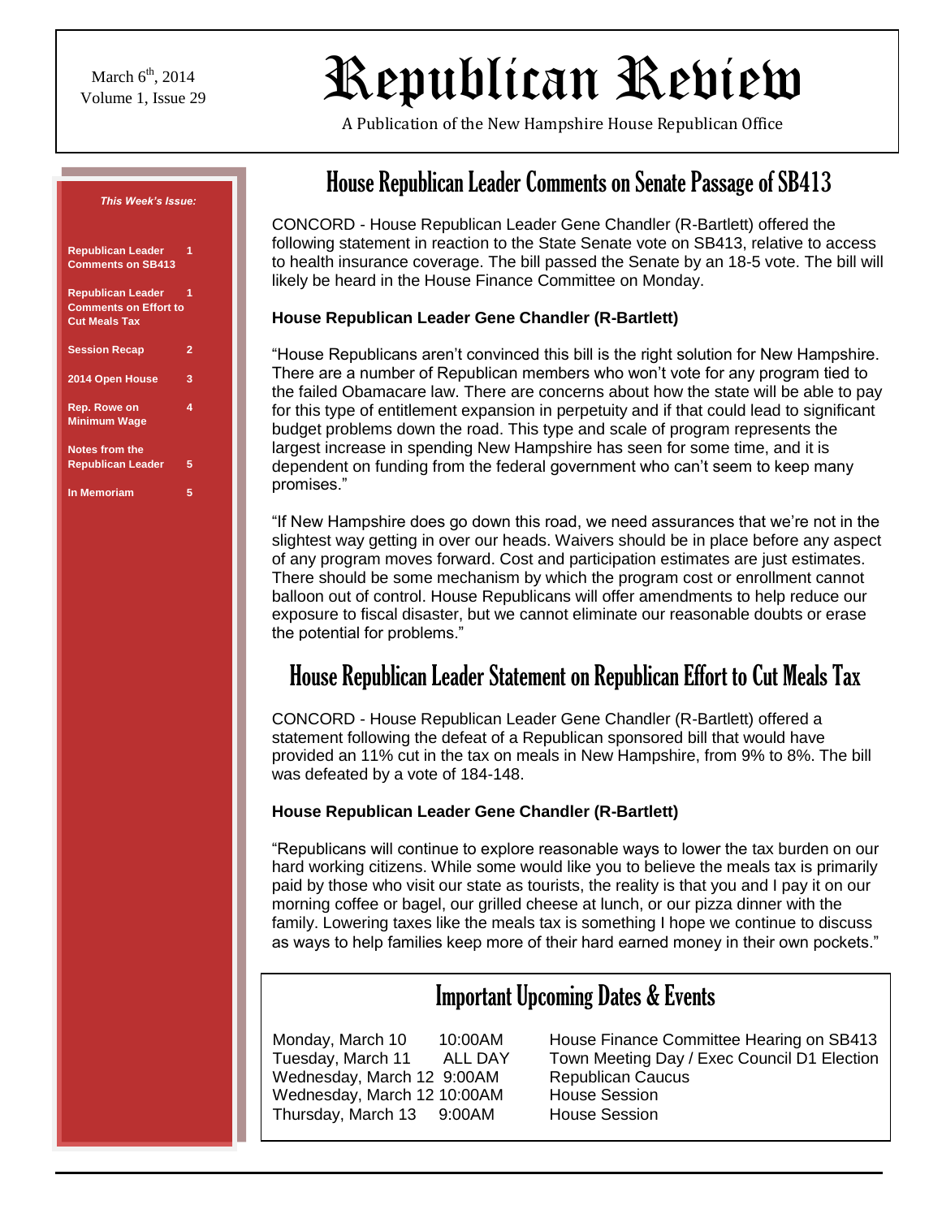March 6th, 2014
Volume 1, Issue 29

# Republican Review

A Publication of the New Hampshire House Republican Office

***This Week's Issue:***

| | |
|---|---|
| **Republican Leader Comments on SB413** | **1** |
| **Republican Leader Comments on Effort to Cut Meals Tax** | **1** |
| **Session Recap** | **2** |
| **2014 Open House** | **3** |
| **Rep. Rowe on Minimum Wage** | **4** |
| **Notes from the Republican Leader** | **5** |
| **In Memoriam** | **5** |

## House Republican Leader Comments on Senate Passage of SB413

CONCORD - House Republican Leader Gene Chandler (R-Bartlett) offered the following statement in reaction to the State Senate vote on SB413, relative to access to health insurance coverage. The bill passed the Senate by an 18-5 vote. The bill will likely be heard in the House Finance Committee on Monday.

**House Republican Leader Gene Chandler (R-Bartlett)**

"House Republicans aren't convinced this bill is the right solution for New Hampshire. There are a number of Republican members who won't vote for any program tied to the failed Obamacare law. There are concerns about how the state will be able to pay for this type of entitlement expansion in perpetuity and if that could lead to significant budget problems down the road. This type and scale of program represents the largest increase in spending New Hampshire has seen for some time, and it is dependent on funding from the federal government who can't seem to keep many promises."

"If New Hampshire does go down this road, we need assurances that we're not in the slightest way getting in over our heads. Waivers should be in place before any aspect of any program moves forward. Cost and participation estimates are just estimates. There should be some mechanism by which the program cost or enrollment cannot balloon out of control. House Republicans will offer amendments to help reduce our exposure to fiscal disaster, but we cannot eliminate our reasonable doubts or erase the potential for problems."

## House Republican Leader Statement on Republican Effort to Cut Meals Tax

CONCORD - House Republican Leader Gene Chandler (R-Bartlett) offered a statement following the defeat of a Republican sponsored bill that would have provided an 11% cut in the tax on meals in New Hampshire, from 9% to 8%. The bill was defeated by a vote of 184-148.

**House Republican Leader Gene Chandler (R-Bartlett)**

"Republicans will continue to explore reasonable ways to lower the tax burden on our hard working citizens. While some would like you to believe the meals tax is primarily paid by those who visit our state as tourists, the reality is that you and I pay it on our morning coffee or bagel, our grilled cheese at lunch, or our pizza dinner with the family. Lowering taxes like the meals tax is something I hope we continue to discuss as ways to help families keep more of their hard earned money in their own pockets."

## Important Upcoming Dates & Events

| | | |
|---|---|---|
| Monday, March 10 | 10:00AM | House Finance Committee Hearing on SB413 |
| Tuesday, March 11 | ALL DAY | Town Meeting Day / Exec Council D1 Election |
| Wednesday, March 12 | 9:00AM | Republican Caucus |
| Wednesday, March 12 | 10:00AM | House Session |
| Thursday, March 13 | 9:00AM | House Session |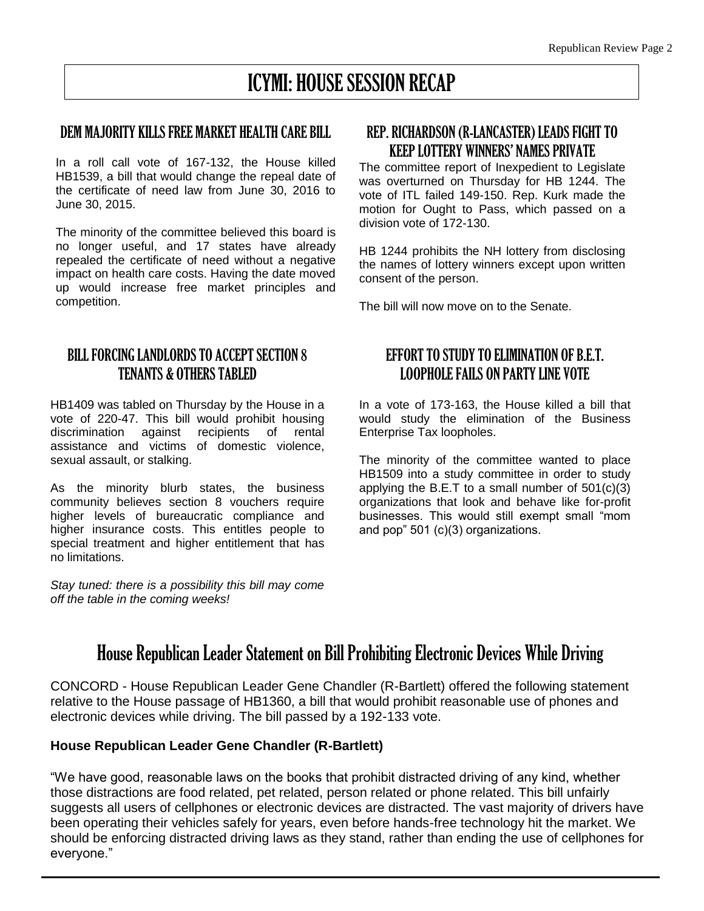# ICYMI: HOUSE SESSION RECAP

## DEM MAJORITY KILLS FREE MARKET HEALTH CARE BILL

In a roll call vote of 167-132, the House killed HB1539, a bill that would change the repeal date of the certificate of need law from June 30, 2016 to June 30, 2015.

The minority of the committee believed this board is no longer useful, and 17 states have already repealed the certificate of need without a negative impact on health care costs. Having the date moved up would increase free market principles and competition.

## BILL FORCING LANDLORDS TO ACCEPT SECTION 8 TENANTS & OTHERS TABLED

HB1409 was tabled on Thursday by the House in a vote of 220-47. This bill would prohibit housing discrimination against recipients of rental assistance and victims of domestic violence, sexual assault, or stalking.

As the minority blurb states, the business community believes section 8 vouchers require higher levels of bureaucratic compliance and higher insurance costs. This entitles people to special treatment and higher entitlement that has no limitations.

*Stay tuned: there is a possibility this bill may come off the table in the coming weeks!*

## REP. RICHARDSON (R-LANCASTER) LEADS FIGHT TO KEEP LOTTERY WINNERS' NAMES PRIVATE

The committee report of Inexpedient to Legislate was overturned on Thursday for HB 1244. The vote of ITL failed 149-150. Rep. Kurk made the motion for Ought to Pass, which passed on a division vote of 172-130.

HB 1244 prohibits the NH lottery from disclosing the names of lottery winners except upon written consent of the person.

The bill will now move on to the Senate.

## EFFORT TO STUDY TO ELIMINATION OF B.E.T. LOOPHOLE FAILS ON PARTY LINE VOTE

In a vote of 173-163, the House killed a bill that would study the elimination of the Business Enterprise Tax loopholes.

The minority of the committee wanted to place HB1509 into a study committee in order to study applying the B.E.T to a small number of 501(c)(3) organizations that look and behave like for-profit businesses. This would still exempt small "mom and pop" 501 (c)(3) organizations.

# House Republican Leader Statement on Bill Prohibiting Electronic Devices While Driving

CONCORD - House Republican Leader Gene Chandler (R-Bartlett) offered the following statement relative to the House passage of HB1360, a bill that would prohibit reasonable use of phones and electronic devices while driving. The bill passed by a 192-133 vote.

**House Republican Leader Gene Chandler (R-Bartlett)**

"We have good, reasonable laws on the books that prohibit distracted driving of any kind, whether those distractions are food related, pet related, person related or phone related. This bill unfairly suggests all users of cellphones or electronic devices are distracted. The vast majority of drivers have been operating their vehicles safely for years, even before hands-free technology hit the market. We should be enforcing distracted driving laws as they stand, rather than ending the use of cellphones for everyone."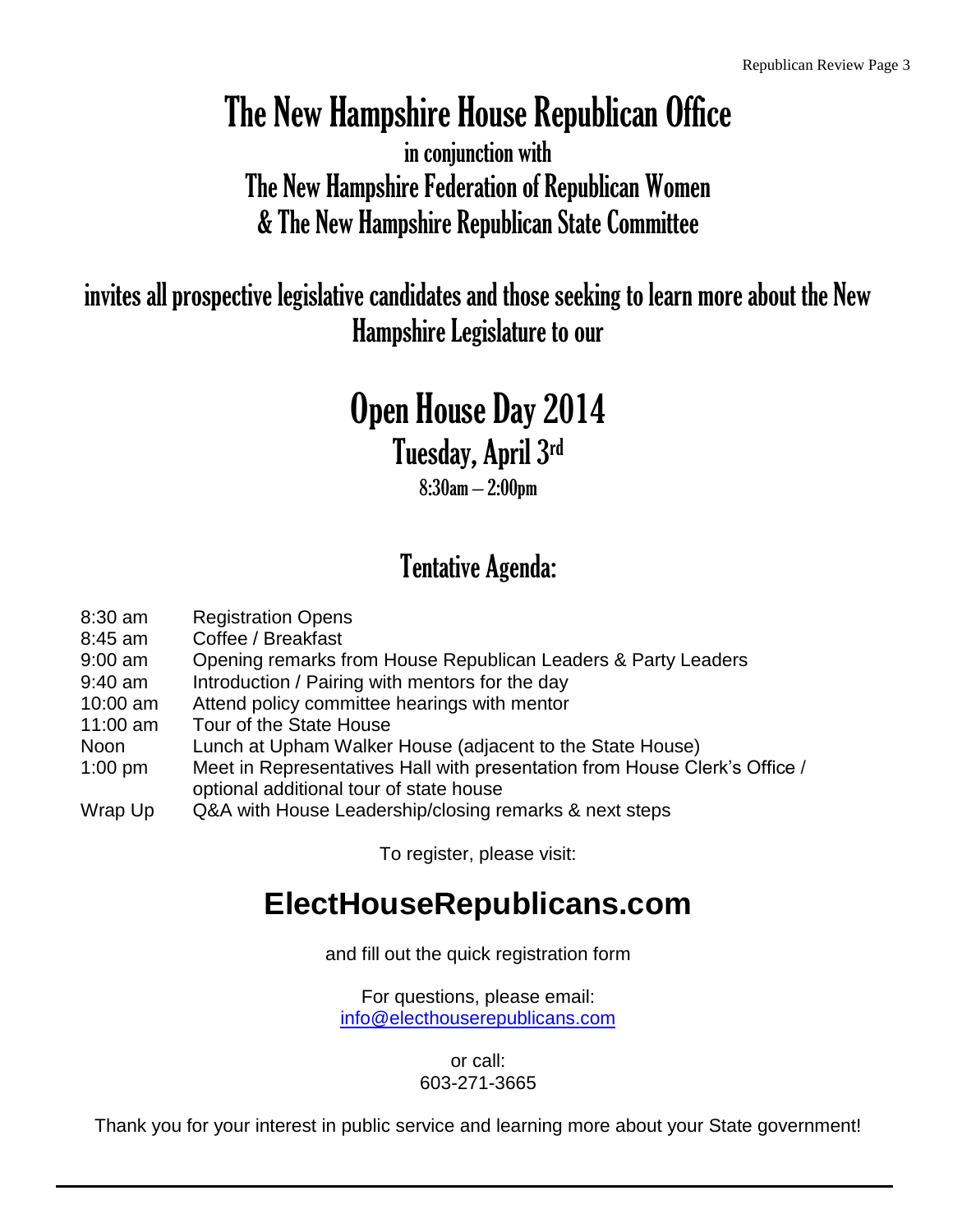# The New Hampshire House Republican Office

in conjunction with

The New Hampshire Federation of Republican Women

& The New Hampshire Republican State Committee

invites all prospective legislative candidates and those seeking to learn more about the New Hampshire Legislature to our

# Open House Day 2014

## Tuesday, April 3rd

8:30am – 2:00pm

## Tentative Agenda:

| | |
|---|---|
| 8:30 am | Registration Opens |
| 8:45 am | Coffee / Breakfast |
| 9:00 am | Opening remarks from House Republican Leaders & Party Leaders |
| 9:40 am | Introduction / Pairing with mentors for the day |
| 10:00 am | Attend policy committee hearings with mentor |
| 11:00 am | Tour of the State House |
| Noon | Lunch at Upham Walker House (adjacent to the State House) |
| 1:00 pm | Meet in Representatives Hall with presentation from House Clerk's Office / optional additional tour of state house |
| Wrap Up | Q&A with House Leadership/closing remarks & next steps |

To register, please visit:

## ElectHouseRepublicans.com

and fill out the quick registration form

For questions, please email:
info@electhouserepublicans.com

or call:
603-271-3665

Thank you for your interest in public service and learning more about your State government!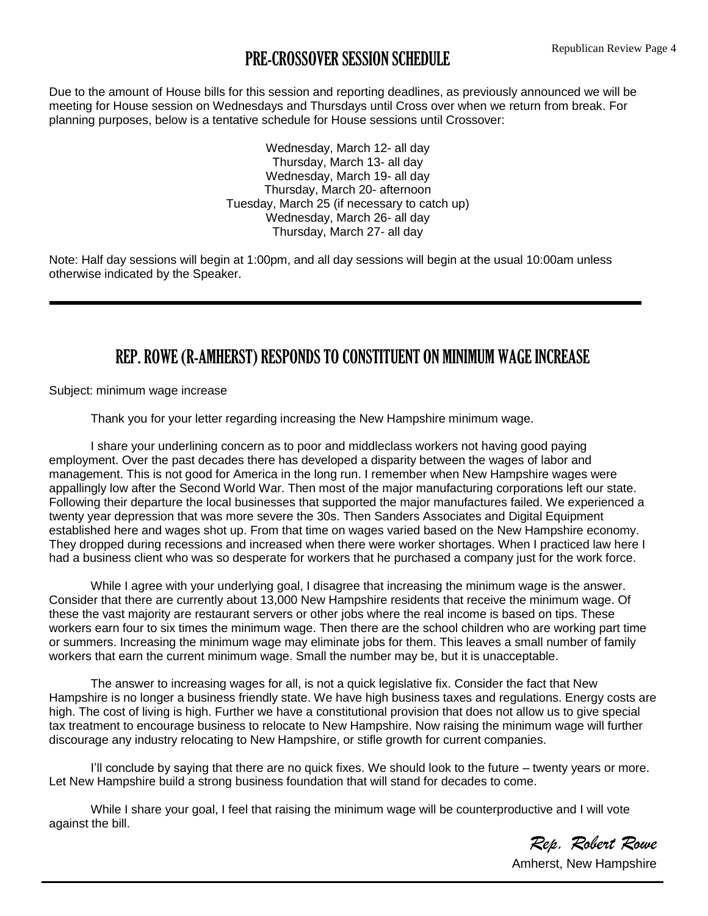## PRE-CROSSOVER SESSION SCHEDULE

Due to the amount of House bills for this session and reporting deadlines, as previously announced we will be meeting for House session on Wednesdays and Thursdays until Cross over when we return from break. For planning purposes, below is a tentative schedule for House sessions until Crossover:

Wednesday, March 12- all day
Thursday, March 13- all day
Wednesday, March 19- all day
Thursday, March 20- afternoon
Tuesday, March 25 (if necessary to catch up)
Wednesday, March 26- all day
Thursday, March 27- all day

Note: Half day sessions will begin at 1:00pm, and all day sessions will begin at the usual 10:00am unless otherwise indicated by the Speaker.

---

## REP. ROWE (R-AMHERST) RESPONDS TO CONSTITUENT ON MINIMUM WAGE INCREASE

Subject: minimum wage increase

Thank you for your letter regarding increasing the New Hampshire minimum wage.

I share your underlining concern as to poor and middleclass workers not having good paying employment. Over the past decades there has developed a disparity between the wages of labor and management. This is not good for America in the long run. I remember when New Hampshire wages were appallingly low after the Second World War. Then most of the major manufacturing corporations left our state. Following their departure the local businesses that supported the major manufactures failed. We experienced a twenty year depression that was more severe the 30s. Then Sanders Associates and Digital Equipment established here and wages shot up. From that time on wages varied based on the New Hampshire economy. They dropped during recessions and increased when there were worker shortages. When I practiced law here I had a business client who was so desperate for workers that he purchased a company just for the work force.

While I agree with your underlying goal, I disagree that increasing the minimum wage is the answer. Consider that there are currently about 13,000 New Hampshire residents that receive the minimum wage. Of these the vast majority are restaurant servers or other jobs where the real income is based on tips. These workers earn four to six times the minimum wage. Then there are the school children who are working part time or summers. Increasing the minimum wage may eliminate jobs for them. This leaves a small number of family workers that earn the current minimum wage. Small the number may be, but it is unacceptable.

The answer to increasing wages for all, is not a quick legislative fix. Consider the fact that New Hampshire is no longer a business friendly state. We have high business taxes and regulations. Energy costs are high. The cost of living is high. Further we have a constitutional provision that does not allow us to give special tax treatment to encourage business to relocate to New Hampshire. Now raising the minimum wage will further discourage any industry relocating to New Hampshire, or stifle growth for current companies.

I'll conclude by saying that there are no quick fixes. We should look to the future – twenty years or more. Let New Hampshire build a strong business foundation that will stand for decades to come.

While I share your goal, I feel that raising the minimum wage will be counterproductive and I will vote against the bill.

*Rep. Robert Rowe*
Amherst, New Hampshire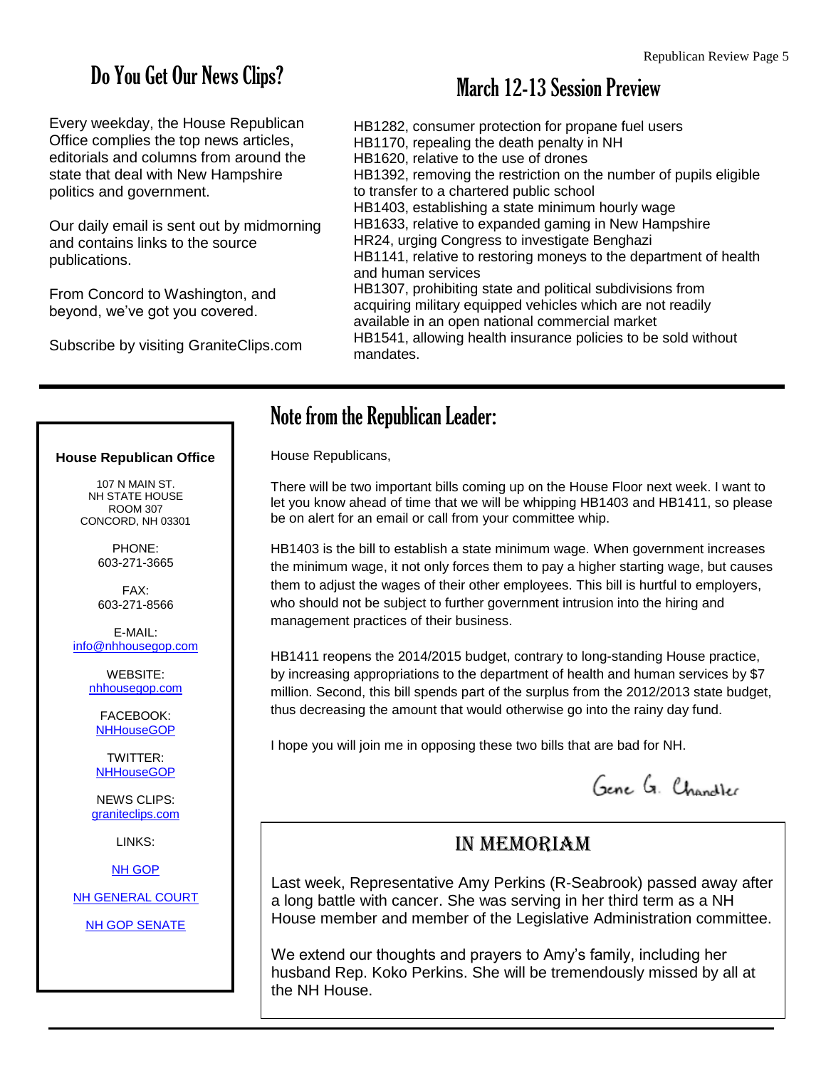## Do You Get Our News Clips?

Every weekday, the House Republican Office complies the top news articles, editorials and columns from around the state that deal with New Hampshire politics and government.

Our daily email is sent out by midmorning and contains links to the source publications.

From Concord to Washington, and beyond, we've got you covered.

Subscribe by visiting GraniteClips.com

## March 12-13 Session Preview

HB1282, consumer protection for propane fuel users
HB1170, repealing the death penalty in NH
HB1620, relative to the use of drones
HB1392, removing the restriction on the number of pupils eligible to transfer to a chartered public school
HB1403, establishing a state minimum hourly wage
HB1633, relative to expanded gaming in New Hampshire
HR24, urging Congress to investigate Benghazi
HB1141, relative to restoring moneys to the department of health and human services
HB1307, prohibiting state and political subdivisions from acquiring military equipped vehicles which are not readily available in an open national commercial market
HB1541, allowing health insurance policies to be sold without mandates.

**House Republican Office**

107 N MAIN ST.
NH STATE HOUSE
ROOM 307
CONCORD, NH 03301

PHONE:
603-271-3665

FAX:
603-271-8566

E-MAIL:
info@nhhousegop.com

WEBSITE:
nhhousegop.com

FACEBOOK:
NHHouseGOP

TWITTER:
NHHouseGOP

NEWS CLIPS:
graniteclips.com

LINKS:

NH GOP

NH GENERAL COURT

NH GOP SENATE

## Note from the Republican Leader:

House Republicans,

There will be two important bills coming up on the House Floor next week. I want to let you know ahead of time that we will be whipping HB1403 and HB1411, so please be on alert for an email or call from your committee whip.

HB1403 is the bill to establish a state minimum wage. When government increases the minimum wage, it not only forces them to pay a higher starting wage, but causes them to adjust the wages of their other employees. This bill is hurtful to employers, who should not be subject to further government intrusion into the hiring and management practices of their business.

HB1411 reopens the 2014/2015 budget, contrary to long-standing House practice, by increasing appropriations to the department of health and human services by $7 million. Second, this bill spends part of the surplus from the 2012/2013 state budget, thus decreasing the amount that would otherwise go into the rainy day fund.

I hope you will join me in opposing these two bills that are bad for NH.

Gene G. Chandler

## In Memoriam

Last week, Representative Amy Perkins (R-Seabrook) passed away after a long battle with cancer. She was serving in her third term as a NH House member and member of the Legislative Administration committee.

We extend our thoughts and prayers to Amy's family, including her husband Rep. Koko Perkins. She will be tremendously missed by all at the NH House.